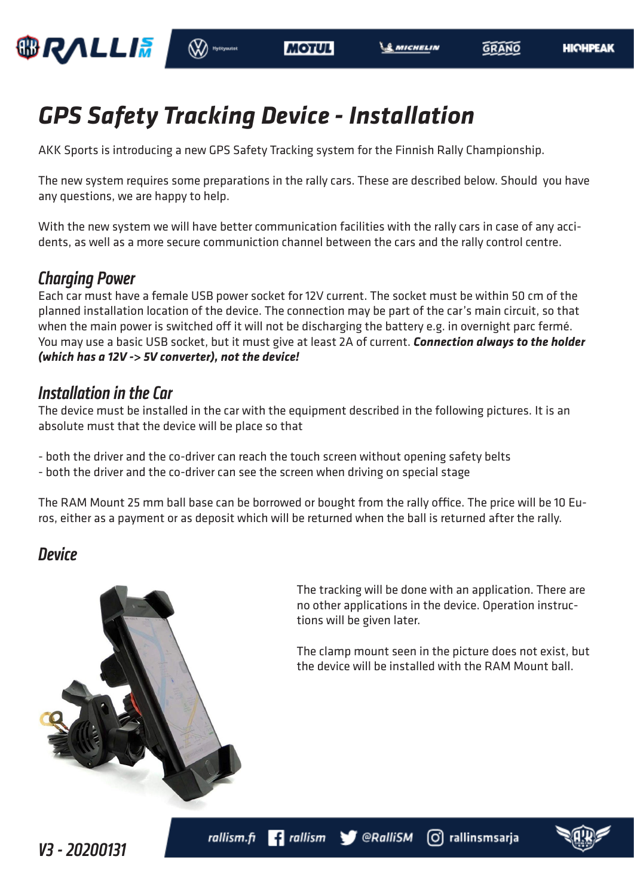# GPS Safety Tracking Device - Installation

AKK Sports is introducing a new GPS Safety Tracking system for the Finnish Rally Championship.

The new system requires some preparations in the rally cars. These are described below. Should you have any questions, we are happy to help.

With the new system we will have better communication facilities with the rally cars in case of any accidents, as well as a more secure communiction channel between the cars and the rally control centre.

## Charging Power

Each car must have a female USB power socket for 12V current. The socket must be within 50 cm of the planned installation location of the device. The connection may be part of the car's main circuit, so that when the main power is switched off it will not be discharging the battery e.g. in overnight parc fermé. You may use a basic USB socket, but it must give at least 2A of current. ***Connection always to the holder (which has a 12V -> 5V converter), not the device!***

## Installation in the Car

The device must be installed in the car with the equipment described in the following pictures. It is an absolute must that the device will be place so that

- both the driver and the co-driver can reach the touch screen without opening safety belts
- both the driver and the co-driver can see the screen when driving on special stage

The RAM Mount 25 mm ball base can be borrowed or bought from the rally office. The price will be 10 Euros, either as a payment or as deposit which will be returned when the ball is returned after the rally.

## Device

The tracking will be done with an application. There are no other applications in the device. Operation instructions will be given later.

The clamp mount seen in the picture does not exist, but the device will be installed with the RAM Mount ball.

V3 - 20200131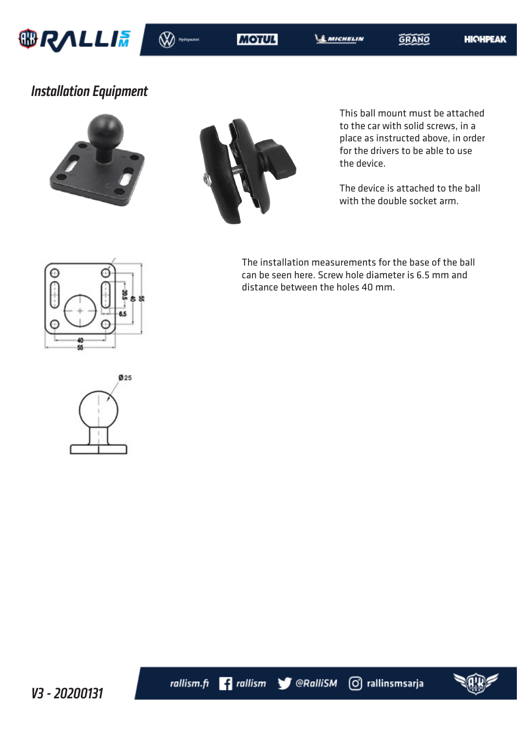## Installation Equipment

This ball mount must be attached to the car with solid screws, in a place as instructed above, in order for the drivers to be able to use the device.

The device is attached to the ball with the double socket arm.

The installation measurements for the base of the ball can be seen here. Screw hole diameter is 6.5 mm and distance between the holes 40 mm.

V3 - 20200131